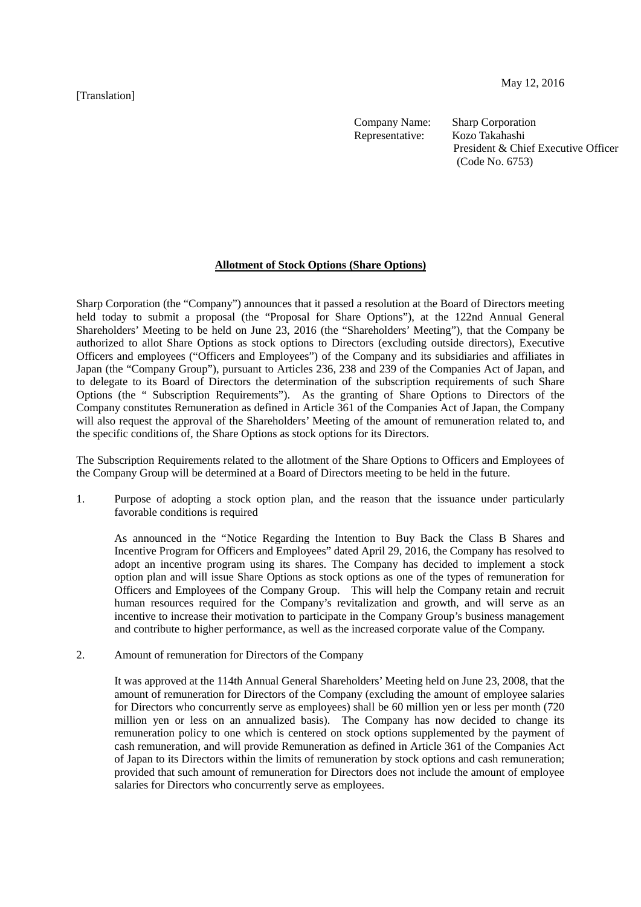[Translation]

May 12, 2016

Company Name: Sharp Corporation
Representative: Kozo Takahashi
President & Chief Executive Officer
(Code No. 6753)

**Allotment of Stock Options (Share Options)**

Sharp Corporation (the "Company") announces that it passed a resolution at the Board of Directors meeting held today to submit a proposal (the "Proposal for Share Options"), at the 122nd Annual General Shareholders' Meeting to be held on June 23, 2016 (the "Shareholders' Meeting"), that the Company be authorized to allot Share Options as stock options to Directors (excluding outside directors), Executive Officers and employees ("Officers and Employees") of the Company and its subsidiaries and affiliates in Japan (the "Company Group"), pursuant to Articles 236, 238 and 239 of the Companies Act of Japan, and to delegate to its Board of Directors the determination of the subscription requirements of such Share Options (the " Subscription Requirements"). As the granting of Share Options to Directors of the Company constitutes Remuneration as defined in Article 361 of the Companies Act of Japan, the Company will also request the approval of the Shareholders' Meeting of the amount of remuneration related to, and the specific conditions of, the Share Options as stock options for its Directors.

The Subscription Requirements related to the allotment of the Share Options to Officers and Employees of the Company Group will be determined at a Board of Directors meeting to be held in the future.

1. Purpose of adopting a stock option plan, and the reason that the issuance under particularly favorable conditions is required

   As announced in the "Notice Regarding the Intention to Buy Back the Class B Shares and Incentive Program for Officers and Employees" dated April 29, 2016, the Company has resolved to adopt an incentive program using its shares. The Company has decided to implement a stock option plan and will issue Share Options as stock options as one of the types of remuneration for Officers and Employees of the Company Group. This will help the Company retain and recruit human resources required for the Company's revitalization and growth, and will serve as an incentive to increase their motivation to participate in the Company Group's business management and contribute to higher performance, as well as the increased corporate value of the Company.

2. Amount of remuneration for Directors of the Company

   It was approved at the 114th Annual General Shareholders' Meeting held on June 23, 2008, that the amount of remuneration for Directors of the Company (excluding the amount of employee salaries for Directors who concurrently serve as employees) shall be 60 million yen or less per month (720 million yen or less on an annualized basis). The Company has now decided to change its remuneration policy to one which is centered on stock options supplemented by the payment of cash remuneration, and will provide Remuneration as defined in Article 361 of the Companies Act of Japan to its Directors within the limits of remuneration by stock options and cash remuneration; provided that such amount of remuneration for Directors does not include the amount of employee salaries for Directors who concurrently serve as employees.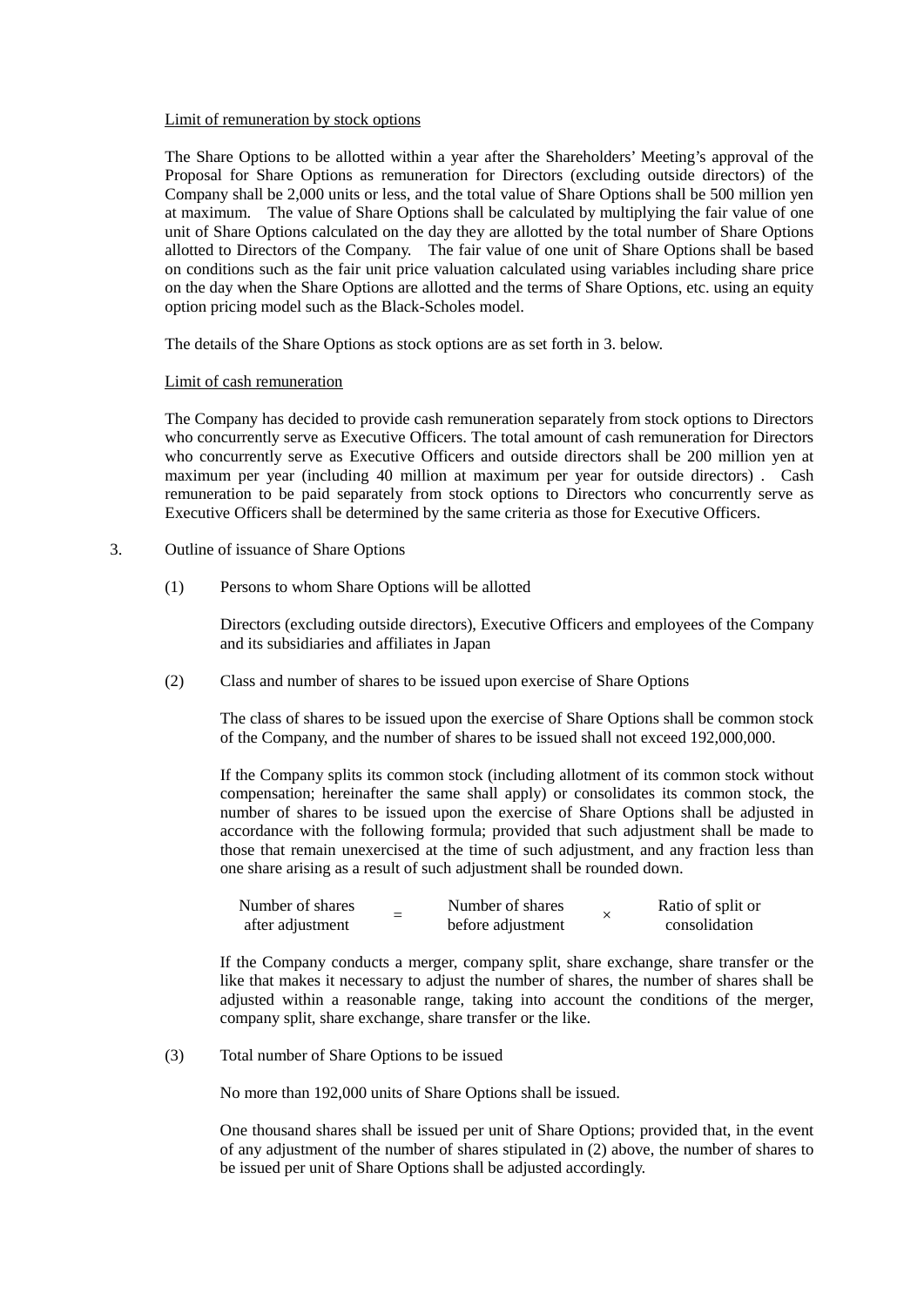<u>Limit of remuneration by stock options</u>

The Share Options to be allotted within a year after the Shareholders' Meeting's approval of the Proposal for Share Options as remuneration for Directors (excluding outside directors) of the Company shall be 2,000 units or less, and the total value of Share Options shall be 500 million yen at maximum. The value of Share Options shall be calculated by multiplying the fair value of one unit of Share Options calculated on the day they are allotted by the total number of Share Options allotted to Directors of the Company. The fair value of one unit of Share Options shall be based on conditions such as the fair unit price valuation calculated using variables including share price on the day when the Share Options are allotted and the terms of Share Options, etc. using an equity option pricing model such as the Black-Scholes model.

The details of the Share Options as stock options are as set forth in 3. below.

<u>Limit of cash remuneration</u>

The Company has decided to provide cash remuneration separately from stock options to Directors who concurrently serve as Executive Officers. The total amount of cash remuneration for Directors who concurrently serve as Executive Officers and outside directors shall be 200 million yen at maximum per year (including 40 million at maximum per year for outside directors) . Cash remuneration to be paid separately from stock options to Directors who concurrently serve as Executive Officers shall be determined by the same criteria as those for Executive Officers.

3. Outline of issuance of Share Options

(1) Persons to whom Share Options will be allotted

Directors (excluding outside directors), Executive Officers and employees of the Company and its subsidiaries and affiliates in Japan

(2) Class and number of shares to be issued upon exercise of Share Options

The class of shares to be issued upon the exercise of Share Options shall be common stock of the Company, and the number of shares to be issued shall not exceed 192,000,000.

If the Company splits its common stock (including allotment of its common stock without compensation; hereinafter the same shall apply) or consolidates its common stock, the number of shares to be issued upon the exercise of Share Options shall be adjusted in accordance with the following formula; provided that such adjustment shall be made to those that remain unexercised at the time of such adjustment, and any fraction less than one share arising as a result of such adjustment shall be rounded down.

$$\text{Number of shares after adjustment} = \text{Number of shares before adjustment} \times \text{Ratio of split or consolidation}$$

If the Company conducts a merger, company split, share exchange, share transfer or the like that makes it necessary to adjust the number of shares, the number of shares shall be adjusted within a reasonable range, taking into account the conditions of the merger, company split, share exchange, share transfer or the like.

(3) Total number of Share Options to be issued

No more than 192,000 units of Share Options shall be issued.

One thousand shares shall be issued per unit of Share Options; provided that, in the event of any adjustment of the number of shares stipulated in (2) above, the number of shares to be issued per unit of Share Options shall be adjusted accordingly.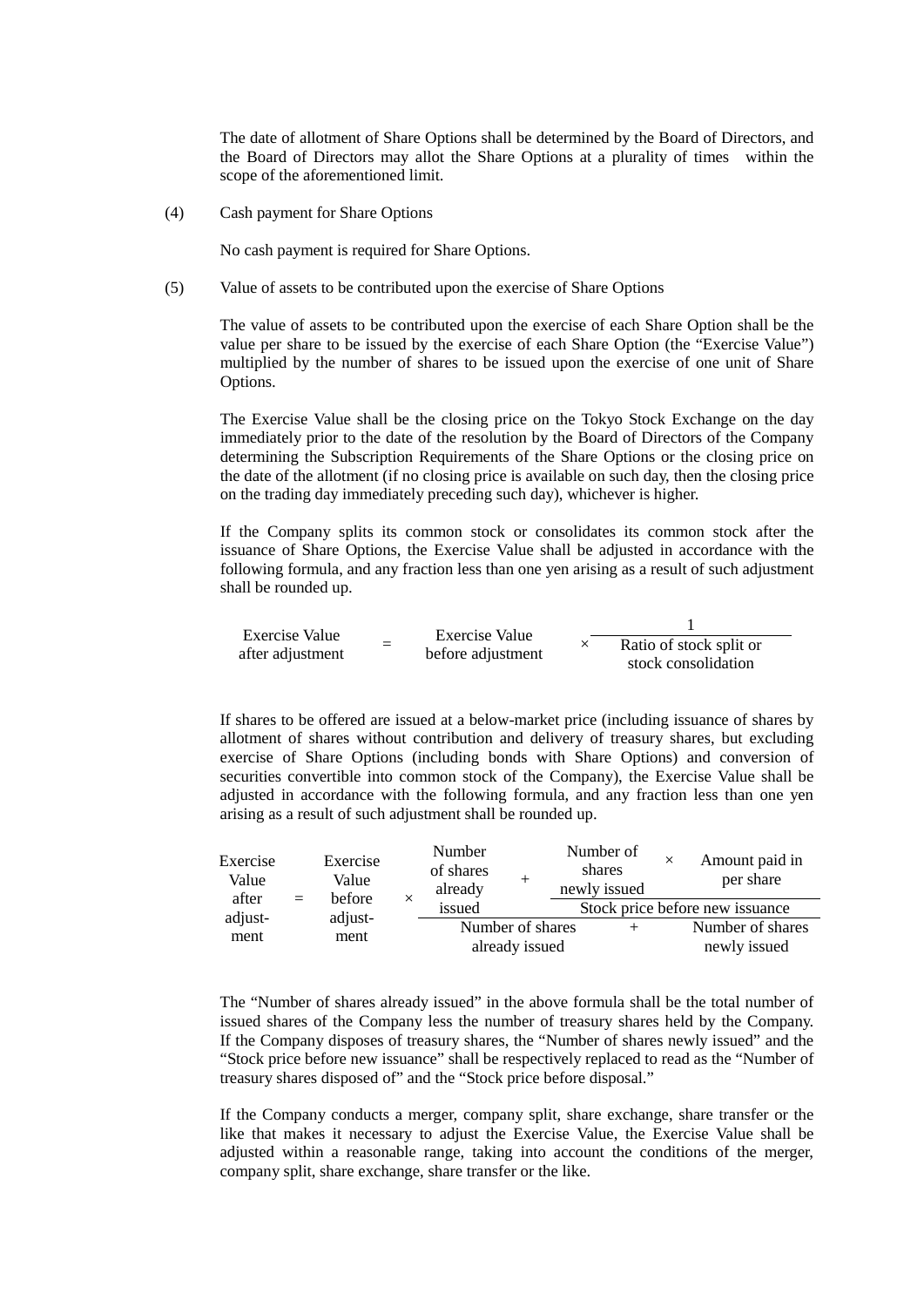The date of allotment of Share Options shall be determined by the Board of Directors, and the Board of Directors may allot the Share Options at a plurality of times within the scope of the aforementioned limit.

(4) Cash payment for Share Options

No cash payment is required for Share Options.

(5) Value of assets to be contributed upon the exercise of Share Options

The value of assets to be contributed upon the exercise of each Share Option shall be the value per share to be issued by the exercise of each Share Option (the "Exercise Value") multiplied by the number of shares to be issued upon the exercise of one unit of Share Options.

The Exercise Value shall be the closing price on the Tokyo Stock Exchange on the day immediately prior to the date of the resolution by the Board of Directors of the Company determining the Subscription Requirements of the Share Options or the closing price on the date of the allotment (if no closing price is available on such day, then the closing price on the trading day immediately preceding such day), whichever is higher.

If the Company splits its common stock or consolidates its common stock after the issuance of Share Options, the Exercise Value shall be adjusted in accordance with the following formula, and any fraction less than one yen arising as a result of such adjustment shall be rounded up.

$$\text{Exercise Value after adjustment} = \text{Exercise Value before adjustment} \times \frac{1}{\text{Ratio of stock split or stock consolidation}}$$

If shares to be offered are issued at a below-market price (including issuance of shares by allotment of shares without contribution and delivery of treasury shares, but excluding exercise of Share Options (including bonds with Share Options) and conversion of securities convertible into common stock of the Company), the Exercise Value shall be adjusted in accordance with the following formula, and any fraction less than one yen arising as a result of such adjustment shall be rounded up.

$$\text{Exercise Value after adjustment} = \text{Exercise Value before adjustment} \times \frac{\text{Number of shares already issued} + \dfrac{\text{Number of shares newly issued} \times \text{Amount paid in per share}}{\text{Stock price before new issuance}}}{\text{Number of shares already issued} + \text{Number of shares newly issued}}$$

The "Number of shares already issued" in the above formula shall be the total number of issued shares of the Company less the number of treasury shares held by the Company. If the Company disposes of treasury shares, the "Number of shares newly issued" and the "Stock price before new issuance" shall be respectively replaced to read as the "Number of treasury shares disposed of" and the "Stock price before disposal."

If the Company conducts a merger, company split, share exchange, share transfer or the like that makes it necessary to adjust the Exercise Value, the Exercise Value shall be adjusted within a reasonable range, taking into account the conditions of the merger, company split, share exchange, share transfer or the like.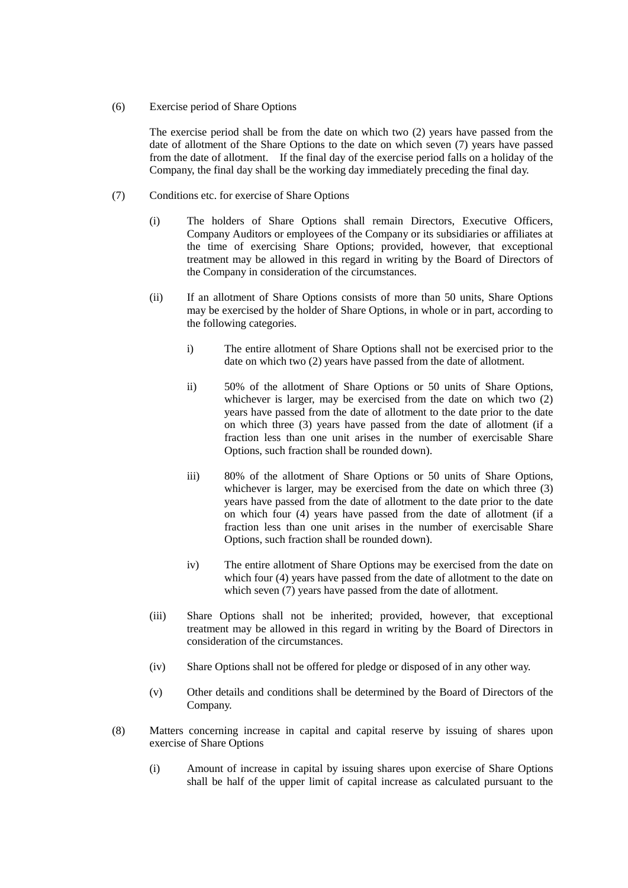(6) Exercise period of Share Options

The exercise period shall be from the date on which two (2) years have passed from the date of allotment of the Share Options to the date on which seven (7) years have passed from the date of allotment. If the final day of the exercise period falls on a holiday of the Company, the final day shall be the working day immediately preceding the final day.

(7) Conditions etc. for exercise of Share Options

(i) The holders of Share Options shall remain Directors, Executive Officers, Company Auditors or employees of the Company or its subsidiaries or affiliates at the time of exercising Share Options; provided, however, that exceptional treatment may be allowed in this regard in writing by the Board of Directors of the Company in consideration of the circumstances.

(ii) If an allotment of Share Options consists of more than 50 units, Share Options may be exercised by the holder of Share Options, in whole or in part, according to the following categories.

i) The entire allotment of Share Options shall not be exercised prior to the date on which two (2) years have passed from the date of allotment.

ii) 50% of the allotment of Share Options or 50 units of Share Options, whichever is larger, may be exercised from the date on which two (2) years have passed from the date of allotment to the date prior to the date on which three (3) years have passed from the date of allotment (if a fraction less than one unit arises in the number of exercisable Share Options, such fraction shall be rounded down).

iii) 80% of the allotment of Share Options or 50 units of Share Options, whichever is larger, may be exercised from the date on which three (3) years have passed from the date of allotment to the date prior to the date on which four (4) years have passed from the date of allotment (if a fraction less than one unit arises in the number of exercisable Share Options, such fraction shall be rounded down).

iv) The entire allotment of Share Options may be exercised from the date on which four (4) years have passed from the date of allotment to the date on which seven (7) years have passed from the date of allotment.

(iii) Share Options shall not be inherited; provided, however, that exceptional treatment may be allowed in this regard in writing by the Board of Directors in consideration of the circumstances.

(iv) Share Options shall not be offered for pledge or disposed of in any other way.

(v) Other details and conditions shall be determined by the Board of Directors of the Company.

(8) Matters concerning increase in capital and capital reserve by issuing of shares upon exercise of Share Options

(i) Amount of increase in capital by issuing shares upon exercise of Share Options shall be half of the upper limit of capital increase as calculated pursuant to the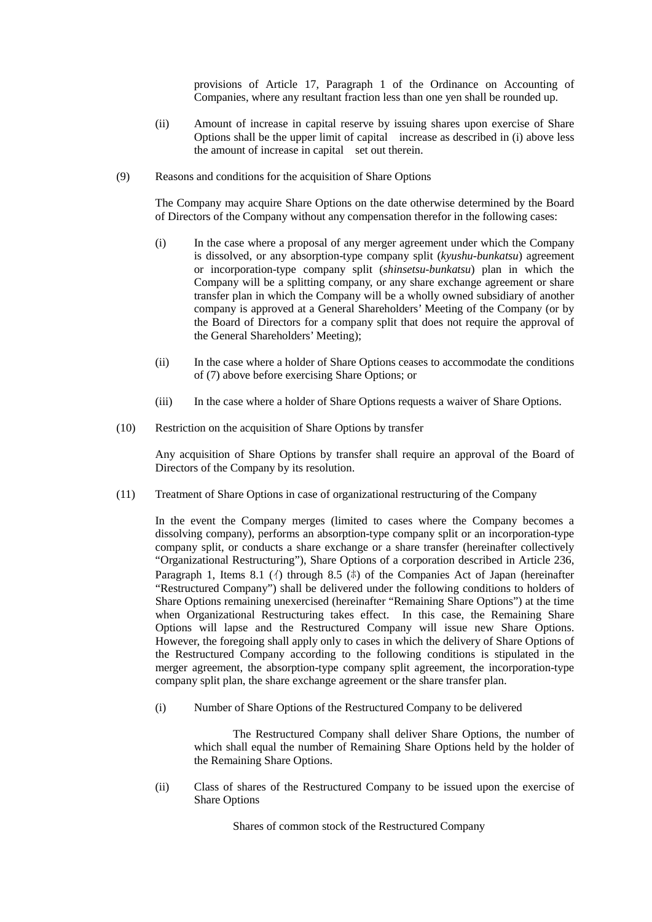provisions of Article 17, Paragraph 1 of the Ordinance on Accounting of Companies, where any resultant fraction less than one yen shall be rounded up.

(ii) Amount of increase in capital reserve by issuing shares upon exercise of Share Options shall be the upper limit of capital increase as described in (i) above less the amount of increase in capital set out therein.

(9) Reasons and conditions for the acquisition of Share Options

The Company may acquire Share Options on the date otherwise determined by the Board of Directors of the Company without any compensation therefor in the following cases:

(i) In the case where a proposal of any merger agreement under which the Company is dissolved, or any absorption-type company split (*kyushu-bunkatsu*) agreement or incorporation-type company split (*shinsetsu-bunkatsu*) plan in which the Company will be a splitting company, or any share exchange agreement or share transfer plan in which the Company will be a wholly owned subsidiary of another company is approved at a General Shareholders' Meeting of the Company (or by the Board of Directors for a company split that does not require the approval of the General Shareholders' Meeting);

(ii) In the case where a holder of Share Options ceases to accommodate the conditions of (7) above before exercising Share Options; or

(iii) In the case where a holder of Share Options requests a waiver of Share Options.

(10) Restriction on the acquisition of Share Options by transfer

Any acquisition of Share Options by transfer shall require an approval of the Board of Directors of the Company by its resolution.

(11) Treatment of Share Options in case of organizational restructuring of the Company

In the event the Company merges (limited to cases where the Company becomes a dissolving company), performs an absorption-type company split or an incorporation-type company split, or conducts a share exchange or a share transfer (hereinafter collectively "Organizational Restructuring"), Share Options of a corporation described in Article 236, Paragraph 1, Items 8.1 (イ) through 8.5 (ホ) of the Companies Act of Japan (hereinafter "Restructured Company") shall be delivered under the following conditions to holders of Share Options remaining unexercised (hereinafter "Remaining Share Options") at the time when Organizational Restructuring takes effect. In this case, the Remaining Share Options will lapse and the Restructured Company will issue new Share Options. However, the foregoing shall apply only to cases in which the delivery of Share Options of the Restructured Company according to the following conditions is stipulated in the merger agreement, the absorption-type company split agreement, the incorporation-type company split plan, the share exchange agreement or the share transfer plan.

(i) Number of Share Options of the Restructured Company to be delivered

The Restructured Company shall deliver Share Options, the number of which shall equal the number of Remaining Share Options held by the holder of the Remaining Share Options.

(ii) Class of shares of the Restructured Company to be issued upon the exercise of Share Options

Shares of common stock of the Restructured Company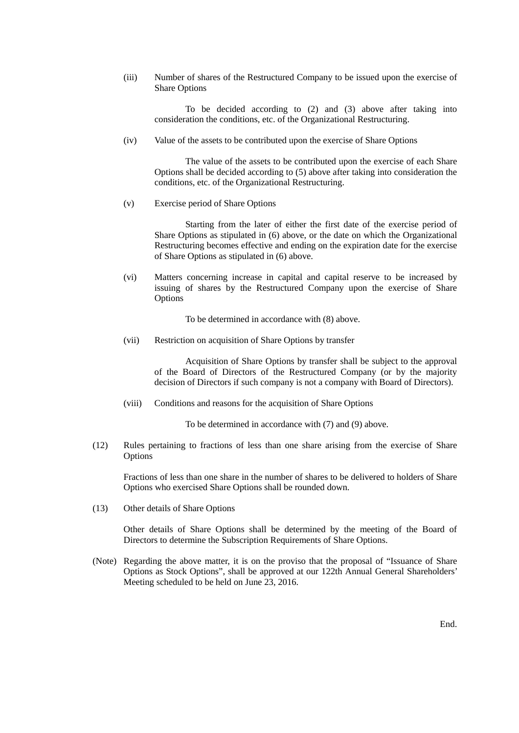(iii) Number of shares of the Restructured Company to be issued upon the exercise of Share Options

To be decided according to (2) and (3) above after taking into consideration the conditions, etc. of the Organizational Restructuring.

(iv) Value of the assets to be contributed upon the exercise of Share Options

The value of the assets to be contributed upon the exercise of each Share Options shall be decided according to (5) above after taking into consideration the conditions, etc. of the Organizational Restructuring.

(v) Exercise period of Share Options

Starting from the later of either the first date of the exercise period of Share Options as stipulated in (6) above, or the date on which the Organizational Restructuring becomes effective and ending on the expiration date for the exercise of Share Options as stipulated in (6) above.

(vi) Matters concerning increase in capital and capital reserve to be increased by issuing of shares by the Restructured Company upon the exercise of Share Options

To be determined in accordance with (8) above.

(vii) Restriction on acquisition of Share Options by transfer

Acquisition of Share Options by transfer shall be subject to the approval of the Board of Directors of the Restructured Company (or by the majority decision of Directors if such company is not a company with Board of Directors).

(viii) Conditions and reasons for the acquisition of Share Options

To be determined in accordance with (7) and (9) above.

(12) Rules pertaining to fractions of less than one share arising from the exercise of Share Options

Fractions of less than one share in the number of shares to be delivered to holders of Share Options who exercised Share Options shall be rounded down.

(13) Other details of Share Options

Other details of Share Options shall be determined by the meeting of the Board of Directors to determine the Subscription Requirements of Share Options.

(Note) Regarding the above matter, it is on the proviso that the proposal of "Issuance of Share Options as Stock Options", shall be approved at our 122th Annual General Shareholders' Meeting scheduled to be held on June 23, 2016.

End.